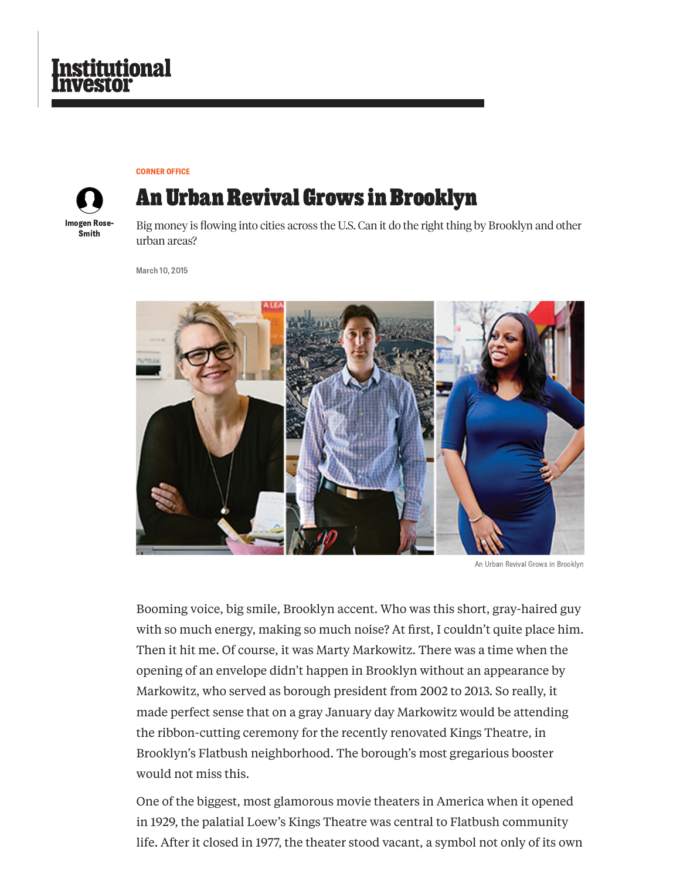Institutional Investor

CORNER OFFICE

# An Urban Revival Grows in Brooklyn

Imogen Rose-Smith

Big money is flowing into cities across the U.S. Can it do the right thing by Brooklyn and other urban areas?

March 10, 2015

An Urban Revival Grows in Brooklyn

Booming voice, big smile, Brooklyn accent. Who was this short, gray-haired guy with so much energy, making so much noise? At first, I couldn't quite place him. Then it hit me. Of course, it was Marty Markowitz. There was a time when the opening of an envelope didn't happen in Brooklyn without an appearance by Markowitz, who served as borough president from 2002 to 2013. So really, it made perfect sense that on a gray January day Markowitz would be attending the ribbon-cutting ceremony for the recently renovated Kings Theatre, in Brooklyn's Flatbush neighborhood. The borough's most gregarious booster would not miss this.

One of the biggest, most glamorous movie theaters in America when it opened in 1929, the palatial Loew's Kings Theatre was central to Flatbush community life. After it closed in 1977, the theater stood vacant, a symbol not only of its own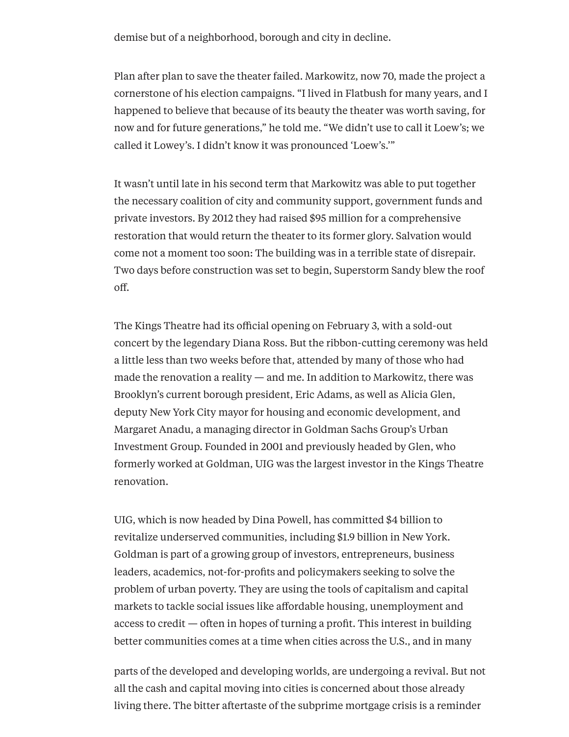demise but of a neighborhood, borough and city in decline.

Plan after plan to save the theater failed. Markowitz, now 70, made the project a cornerstone of his election campaigns. “I lived in Flatbush for many years, and I happened to believe that because of its beauty the theater was worth saving, for now and for future generations,” he told me. “We didn’t use to call it Loew’s; we called it Lowey’s. I didn’t know it was pronounced ‘Loew’s.’”

It wasn’t until late in his second term that Markowitz was able to put together the necessary coalition of city and community support, government funds and private investors. By 2012 they had raised $95 million for a comprehensive restoration that would return the theater to its former glory. Salvation would come not a moment too soon: The building was in a terrible state of disrepair. Two days before construction was set to begin, Superstorm Sandy blew the roof off.

The Kings Theatre had its official opening on February 3, with a sold-out concert by the legendary Diana Ross. But the ribbon-cutting ceremony was held a little less than two weeks before that, attended by many of those who had made the renovation a reality — and me. In addition to Markowitz, there was Brooklyn’s current borough president, Eric Adams, as well as Alicia Glen, deputy New York City mayor for housing and economic development, and Margaret Anadu, a managing director in Goldman Sachs Group’s Urban Investment Group. Founded in 2001 and previously headed by Glen, who formerly worked at Goldman, UIG was the largest investor in the Kings Theatre renovation.

UIG, which is now headed by Dina Powell, has committed $4 billion to revitalize underserved communities, including $1.9 billion in New York. Goldman is part of a growing group of investors, entrepreneurs, business leaders, academics, not-for-profits and policymakers seeking to solve the problem of urban poverty. They are using the tools of capitalism and capital markets to tackle social issues like affordable housing, unemployment and access to credit — often in hopes of turning a profit. This interest in building better communities comes at a time when cities across the U.S., and in many parts of the developed and developing worlds, are undergoing a revival. But not all the cash and capital moving into cities is concerned about those already living there. The bitter aftertaste of the subprime mortgage crisis is a reminder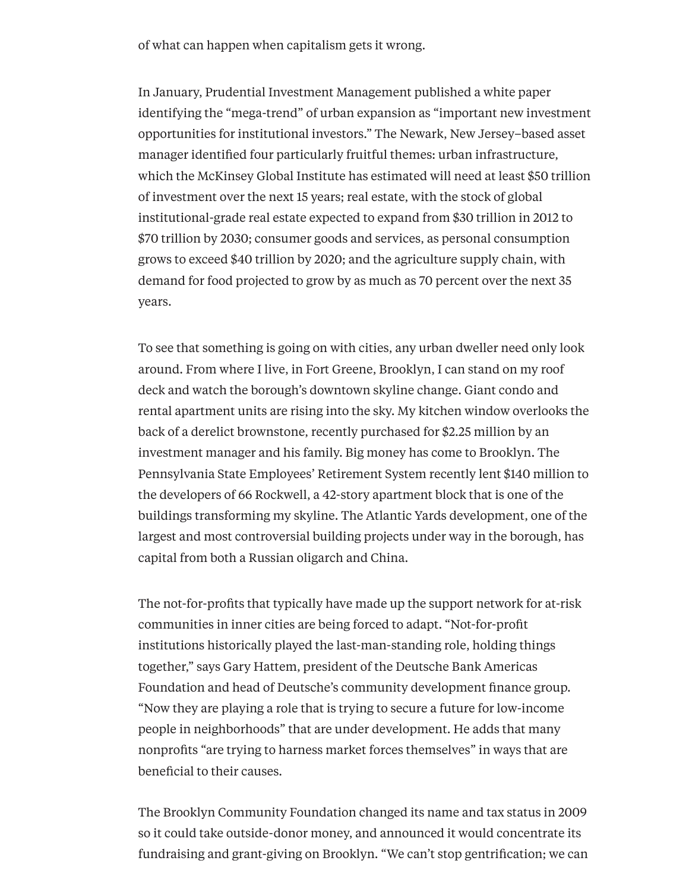of what can happen when capitalism gets it wrong.

In January, Prudential Investment Management published a white paper identifying the "mega-trend" of urban expansion as "important new investment opportunities for institutional investors." The Newark, New Jersey–based asset manager identified four particularly fruitful themes: urban infrastructure, which the McKinsey Global Institute has estimated will need at least $50 trillion of investment over the next 15 years; real estate, with the stock of global institutional-grade real estate expected to expand from $30 trillion in 2012 to $70 trillion by 2030; consumer goods and services, as personal consumption grows to exceed $40 trillion by 2020; and the agriculture supply chain, with demand for food projected to grow by as much as 70 percent over the next 35 years.

To see that something is going on with cities, any urban dweller need only look around. From where I live, in Fort Greene, Brooklyn, I can stand on my roof deck and watch the borough's downtown skyline change. Giant condo and rental apartment units are rising into the sky. My kitchen window overlooks the back of a derelict brownstone, recently purchased for $2.25 million by an investment manager and his family. Big money has come to Brooklyn. The Pennsylvania State Employees' Retirement System recently lent $140 million to the developers of 66 Rockwell, a 42-story apartment block that is one of the buildings transforming my skyline. The Atlantic Yards development, one of the largest and most controversial building projects under way in the borough, has capital from both a Russian oligarch and China.

The not-for-profits that typically have made up the support network for at-risk communities in inner cities are being forced to adapt. "Not-for-profit institutions historically played the last-man-standing role, holding things together," says Gary Hattem, president of the Deutsche Bank Americas Foundation and head of Deutsche's community development finance group. "Now they are playing a role that is trying to secure a future for low-income people in neighborhoods" that are under development. He adds that many nonprofits "are trying to harness market forces themselves" in ways that are beneficial to their causes.

The Brooklyn Community Foundation changed its name and tax status in 2009 so it could take outside-donor money, and announced it would concentrate its fundraising and grant-giving on Brooklyn. "We can't stop gentrification; we can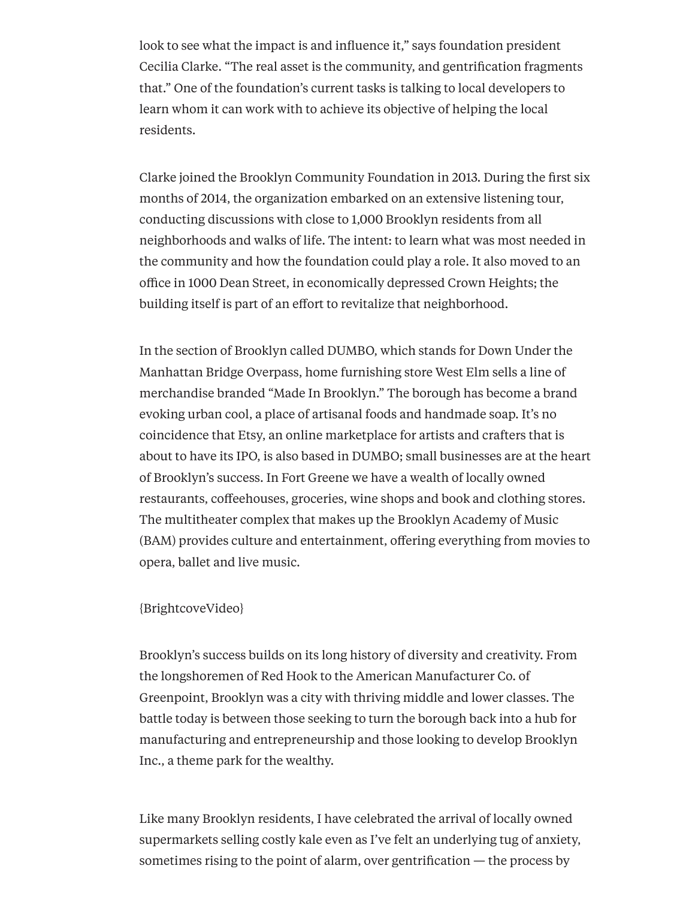look to see what the impact is and influence it," says foundation president Cecilia Clarke. "The real asset is the community, and gentrification fragments that." One of the foundation's current tasks is talking to local developers to learn whom it can work with to achieve its objective of helping the local residents.

Clarke joined the Brooklyn Community Foundation in 2013. During the first six months of 2014, the organization embarked on an extensive listening tour, conducting discussions with close to 1,000 Brooklyn residents from all neighborhoods and walks of life. The intent: to learn what was most needed in the community and how the foundation could play a role. It also moved to an office in 1000 Dean Street, in economically depressed Crown Heights; the building itself is part of an effort to revitalize that neighborhood.

In the section of Brooklyn called DUMBO, which stands for Down Under the Manhattan Bridge Overpass, home furnishing store West Elm sells a line of merchandise branded "Made In Brooklyn." The borough has become a brand evoking urban cool, a place of artisanal foods and handmade soap. It's no coincidence that Etsy, an online marketplace for artists and crafters that is about to have its IPO, is also based in DUMBO; small businesses are at the heart of Brooklyn's success. In Fort Greene we have a wealth of locally owned restaurants, coffeehouses, groceries, wine shops and book and clothing stores. The multitheater complex that makes up the Brooklyn Academy of Music (BAM) provides culture and entertainment, offering everything from movies to opera, ballet and live music.

{BrightcoveVideo}

Brooklyn's success builds on its long history of diversity and creativity. From the longshoremen of Red Hook to the American Manufacturer Co. of Greenpoint, Brooklyn was a city with thriving middle and lower classes. The battle today is between those seeking to turn the borough back into a hub for manufacturing and entrepreneurship and those looking to develop Brooklyn Inc., a theme park for the wealthy.

Like many Brooklyn residents, I have celebrated the arrival of locally owned supermarkets selling costly kale even as I've felt an underlying tug of anxiety, sometimes rising to the point of alarm, over gentrification — the process by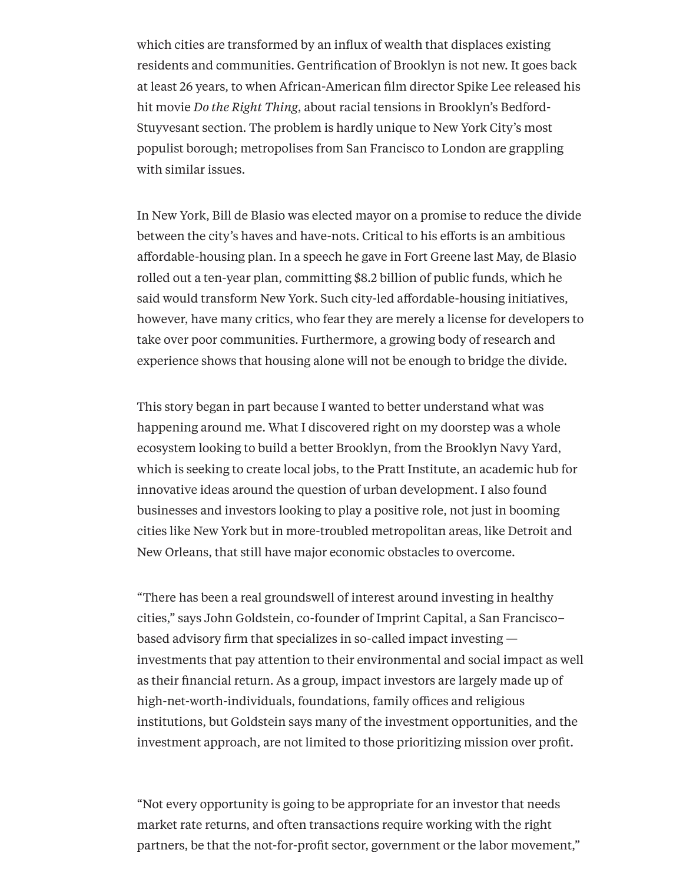which cities are transformed by an influx of wealth that displaces existing residents and communities. Gentrification of Brooklyn is not new. It goes back at least 26 years, to when African-American film director Spike Lee released his hit movie *Do the Right Thing*, about racial tensions in Brooklyn's Bedford-Stuyvesant section. The problem is hardly unique to New York City's most populist borough; metropolises from San Francisco to London are grappling with similar issues.

In New York, Bill de Blasio was elected mayor on a promise to reduce the divide between the city's haves and have-nots. Critical to his efforts is an ambitious affordable-housing plan. In a speech he gave in Fort Greene last May, de Blasio rolled out a ten-year plan, committing $8.2 billion of public funds, which he said would transform New York. Such city-led affordable-housing initiatives, however, have many critics, who fear they are merely a license for developers to take over poor communities. Furthermore, a growing body of research and experience shows that housing alone will not be enough to bridge the divide.

This story began in part because I wanted to better understand what was happening around me. What I discovered right on my doorstep was a whole ecosystem looking to build a better Brooklyn, from the Brooklyn Navy Yard, which is seeking to create local jobs, to the Pratt Institute, an academic hub for innovative ideas around the question of urban development. I also found businesses and investors looking to play a positive role, not just in booming cities like New York but in more-troubled metropolitan areas, like Detroit and New Orleans, that still have major economic obstacles to overcome.

"There has been a real groundswell of interest around investing in healthy cities," says John Goldstein, co-founder of Imprint Capital, a San Francisco–based advisory firm that specializes in so-called impact investing — investments that pay attention to their environmental and social impact as well as their financial return. As a group, impact investors are largely made up of high-net-worth-individuals, foundations, family offices and religious institutions, but Goldstein says many of the investment opportunities, and the investment approach, are not limited to those prioritizing mission over profit.

"Not every opportunity is going to be appropriate for an investor that needs market rate returns, and often transactions require working with the right partners, be that the not-for-profit sector, government or the labor movement,"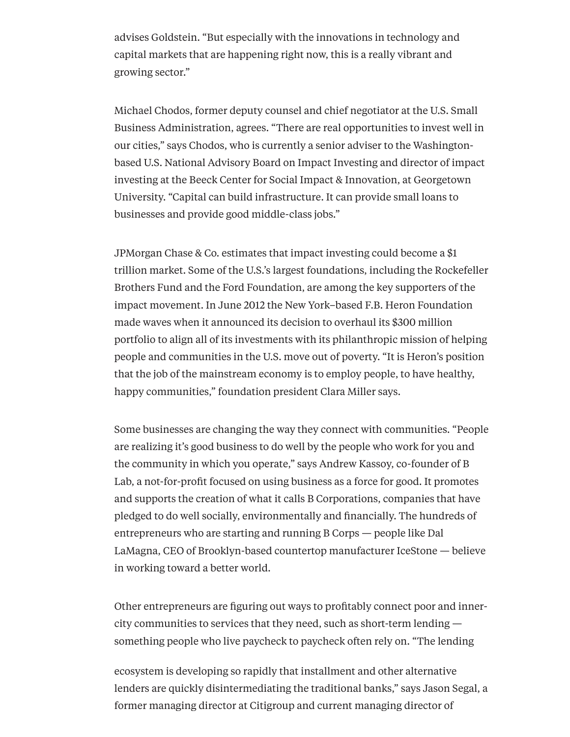advises Goldstein. "But especially with the innovations in technology and capital markets that are happening right now, this is a really vibrant and growing sector."

Michael Chodos, former deputy counsel and chief negotiator at the U.S. Small Business Administration, agrees. "There are real opportunities to invest well in our cities," says Chodos, who is currently a senior adviser to the Washington-based U.S. National Advisory Board on Impact Investing and director of impact investing at the Beeck Center for Social Impact & Innovation, at Georgetown University. "Capital can build infrastructure. It can provide small loans to businesses and provide good middle-class jobs."

JPMorgan Chase & Co. estimates that impact investing could become a $1 trillion market. Some of the U.S.'s largest foundations, including the Rockefeller Brothers Fund and the Ford Foundation, are among the key supporters of the impact movement. In June 2012 the New York–based F.B. Heron Foundation made waves when it announced its decision to overhaul its $300 million portfolio to align all of its investments with its philanthropic mission of helping people and communities in the U.S. move out of poverty. "It is Heron's position that the job of the mainstream economy is to employ people, to have healthy, happy communities," foundation president Clara Miller says.

Some businesses are changing the way they connect with communities. "People are realizing it's good business to do well by the people who work for you and the community in which you operate," says Andrew Kassoy, co-founder of B Lab, a not-for-profit focused on using business as a force for good. It promotes and supports the creation of what it calls B Corporations, companies that have pledged to do well socially, environmentally and financially. The hundreds of entrepreneurs who are starting and running B Corps — people like Dal LaMagna, CEO of Brooklyn-based countertop manufacturer IceStone — believe in working toward a better world.

Other entrepreneurs are figuring out ways to profitably connect poor and inner-city communities to services that they need, such as short-term lending — something people who live paycheck to paycheck often rely on. "The lending ecosystem is developing so rapidly that installment and other alternative lenders are quickly disintermediating the traditional banks," says Jason Segal, a former managing director at Citigroup and current managing director of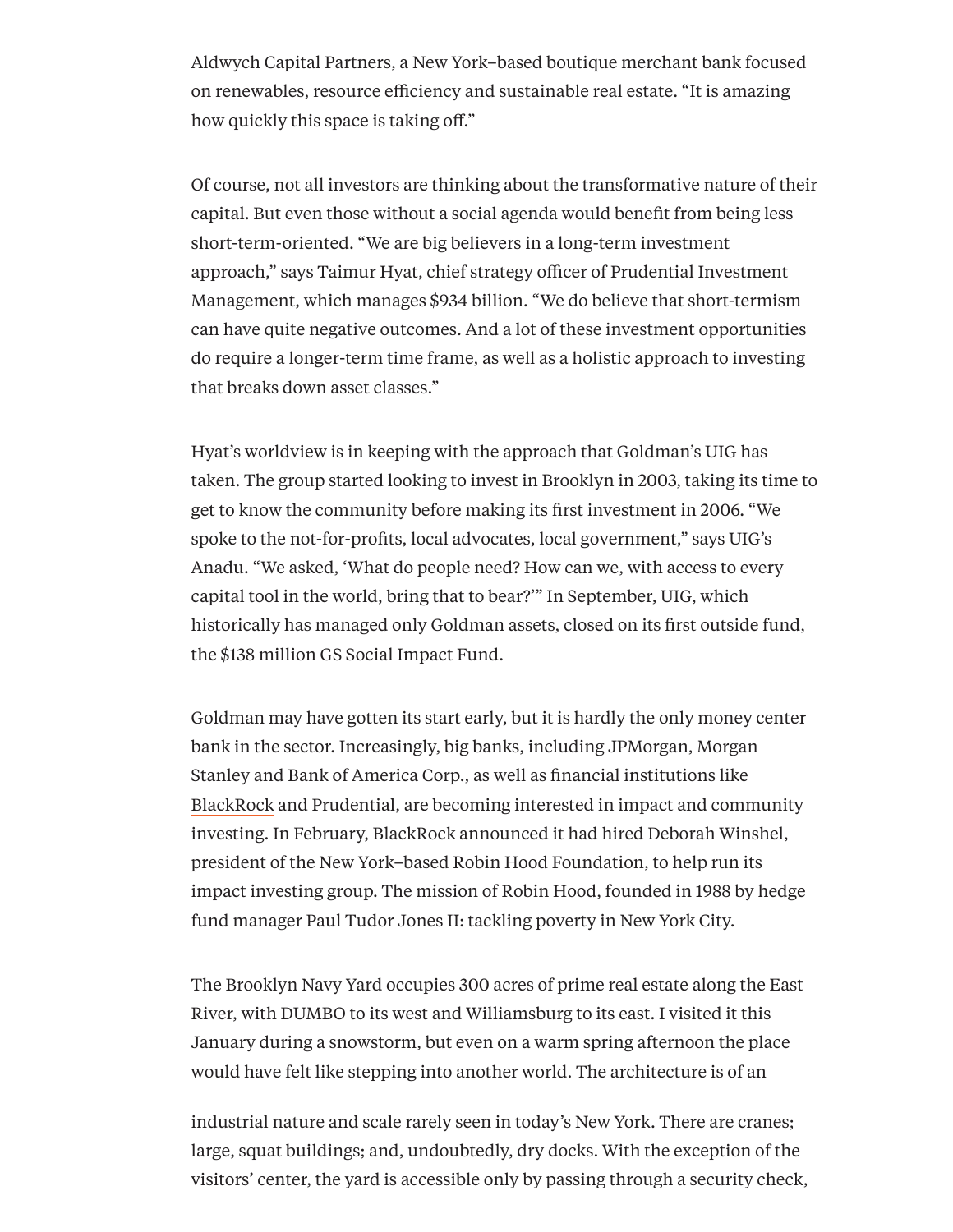Aldwych Capital Partners, a New York–based boutique merchant bank focused on renewables, resource efficiency and sustainable real estate. "It is amazing how quickly this space is taking off."

Of course, not all investors are thinking about the transformative nature of their capital. But even those without a social agenda would benefit from being less short-term-oriented. "We are big believers in a long-term investment approach," says Taimur Hyat, chief strategy officer of Prudential Investment Management, which manages $934 billion. "We do believe that short-termism can have quite negative outcomes. And a lot of these investment opportunities do require a longer-term time frame, as well as a holistic approach to investing that breaks down asset classes."

Hyat's worldview is in keeping with the approach that Goldman's UIG has taken. The group started looking to invest in Brooklyn in 2003, taking its time to get to know the community before making its first investment in 2006. "We spoke to the not-for-profits, local advocates, local government," says UIG's Anadu. "We asked, 'What do people need? How can we, with access to every capital tool in the world, bring that to bear?'" In September, UIG, which historically has managed only Goldman assets, closed on its first outside fund, the $138 million GS Social Impact Fund.

Goldman may have gotten its start early, but it is hardly the only money center bank in the sector. Increasingly, big banks, including JPMorgan, Morgan Stanley and Bank of America Corp., as well as financial institutions like BlackRock and Prudential, are becoming interested in impact and community investing. In February, BlackRock announced it had hired Deborah Winshel, president of the New York–based Robin Hood Foundation, to help run its impact investing group. The mission of Robin Hood, founded in 1988 by hedge fund manager Paul Tudor Jones II: tackling poverty in New York City.

The Brooklyn Navy Yard occupies 300 acres of prime real estate along the East River, with DUMBO to its west and Williamsburg to its east. I visited it this January during a snowstorm, but even on a warm spring afternoon the place would have felt like stepping into another world. The architecture is of an industrial nature and scale rarely seen in today's New York. There are cranes; large, squat buildings; and, undoubtedly, dry docks. With the exception of the visitors' center, the yard is accessible only by passing through a security check,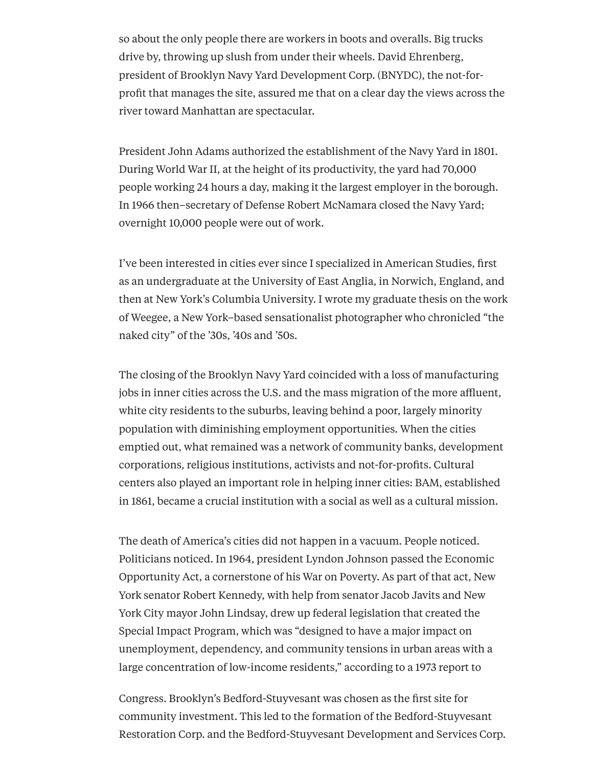so about the only people there are workers in boots and overalls. Big trucks drive by, throwing up slush from under their wheels. David Ehrenberg, president of Brooklyn Navy Yard Development Corp. (BNYDC), the not-for-profit that manages the site, assured me that on a clear day the views across the river toward Manhattan are spectacular.

President John Adams authorized the establishment of the Navy Yard in 1801. During World War II, at the height of its productivity, the yard had 70,000 people working 24 hours a day, making it the largest employer in the borough. In 1966 then–secretary of Defense Robert McNamara closed the Navy Yard; overnight 10,000 people were out of work.

I've been interested in cities ever since I specialized in American Studies, first as an undergraduate at the University of East Anglia, in Norwich, England, and then at New York's Columbia University. I wrote my graduate thesis on the work of Weegee, a New York–based sensationalist photographer who chronicled "the naked city" of the '30s, '40s and '50s.

The closing of the Brooklyn Navy Yard coincided with a loss of manufacturing jobs in inner cities across the U.S. and the mass migration of the more affluent, white city residents to the suburbs, leaving behind a poor, largely minority population with diminishing employment opportunities. When the cities emptied out, what remained was a network of community banks, development corporations, religious institutions, activists and not-for-profits. Cultural centers also played an important role in helping inner cities: BAM, established in 1861, became a crucial institution with a social as well as a cultural mission.

The death of America's cities did not happen in a vacuum. People noticed. Politicians noticed. In 1964, president Lyndon Johnson passed the Economic Opportunity Act, a cornerstone of his War on Poverty. As part of that act, New York senator Robert Kennedy, with help from senator Jacob Javits and New York City mayor John Lindsay, drew up federal legislation that created the Special Impact Program, which was "designed to have a major impact on unemployment, dependency, and community tensions in urban areas with a large concentration of low-income residents," according to a 1973 report to Congress. Brooklyn's Bedford-Stuyvesant was chosen as the first site for community investment. This led to the formation of the Bedford-Stuyvesant Restoration Corp. and the Bedford-Stuyvesant Development and Services Corp.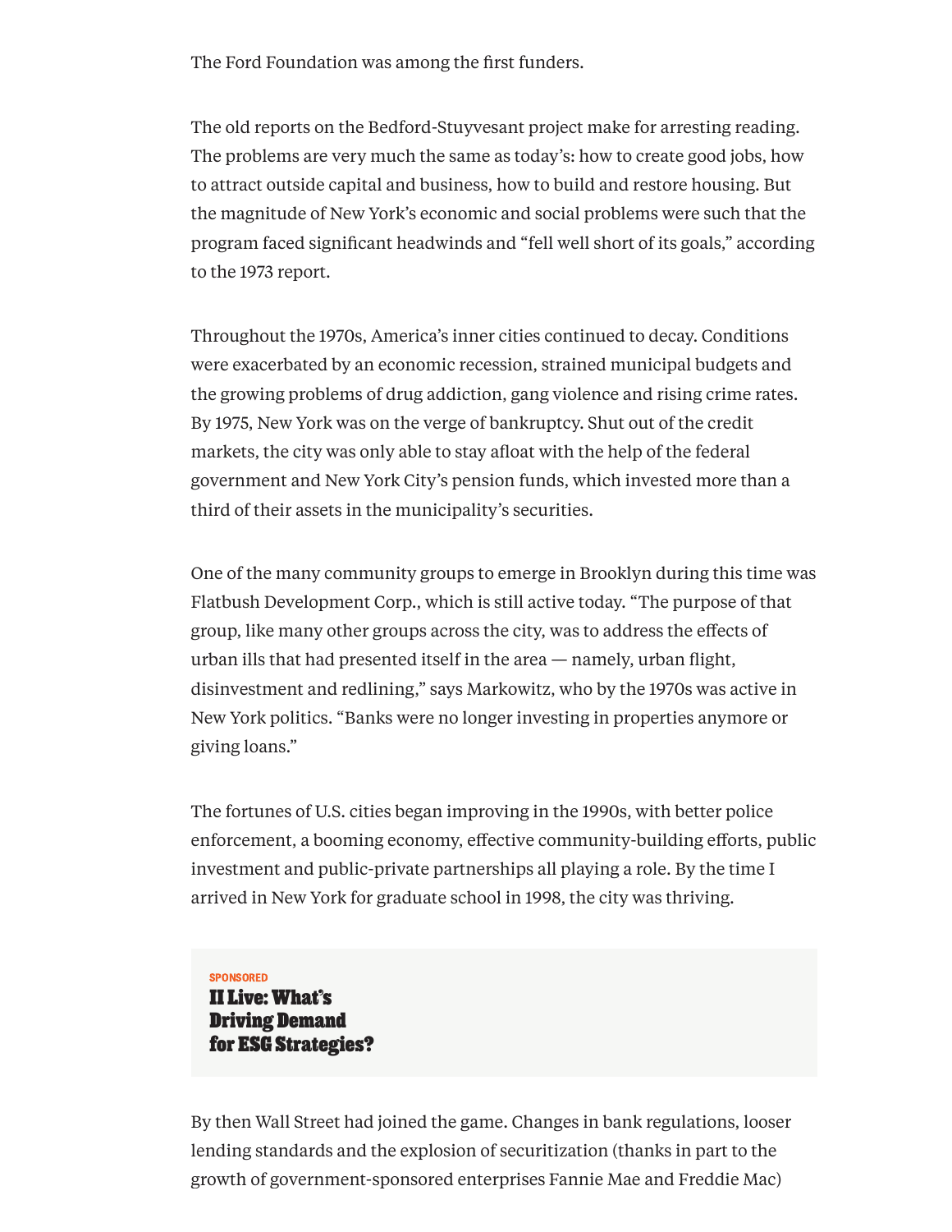The Ford Foundation was among the first funders.

The old reports on the Bedford-Stuyvesant project make for arresting reading. The problems are very much the same as today's: how to create good jobs, how to attract outside capital and business, how to build and restore housing. But the magnitude of New York's economic and social problems were such that the program faced significant headwinds and "fell well short of its goals," according to the 1973 report.

Throughout the 1970s, America's inner cities continued to decay. Conditions were exacerbated by an economic recession, strained municipal budgets and the growing problems of drug addiction, gang violence and rising crime rates. By 1975, New York was on the verge of bankruptcy. Shut out of the credit markets, the city was only able to stay afloat with the help of the federal government and New York City's pension funds, which invested more than a third of their assets in the municipality's securities.

One of the many community groups to emerge in Brooklyn during this time was Flatbush Development Corp., which is still active today. "The purpose of that group, like many other groups across the city, was to address the effects of urban ills that had presented itself in the area — namely, urban flight, disinvestment and redlining," says Markowitz, who by the 1970s was active in New York politics. "Banks were no longer investing in properties anymore or giving loans."

The fortunes of U.S. cities began improving in the 1990s, with better police enforcement, a booming economy, effective community-building efforts, public investment and public-private partnerships all playing a role. By the time I arrived in New York for graduate school in 1998, the city was thriving.

SPONSORED
**II Live: What's Driving Demand for ESG Strategies?**

By then Wall Street had joined the game. Changes in bank regulations, looser lending standards and the explosion of securitization (thanks in part to the growth of government-sponsored enterprises Fannie Mae and Freddie Mac)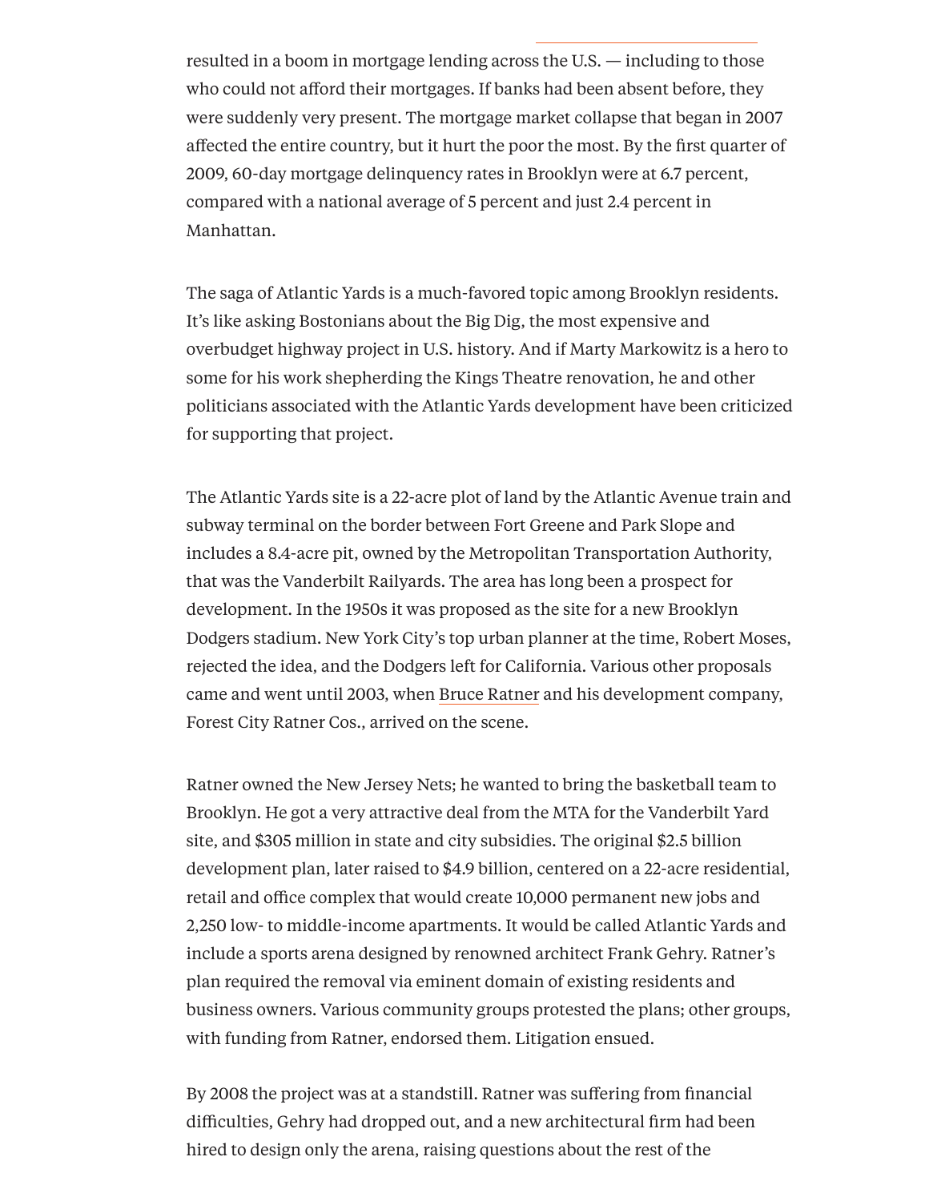resulted in a boom in mortgage lending across the U.S. — including to those who could not afford their mortgages. If banks had been absent before, they were suddenly very present. The mortgage market collapse that began in 2007 affected the entire country, but it hurt the poor the most. By the first quarter of 2009, 60-day mortgage delinquency rates in Brooklyn were at 6.7 percent, compared with a national average of 5 percent and just 2.4 percent in Manhattan.

The saga of Atlantic Yards is a much-favored topic among Brooklyn residents. It's like asking Bostonians about the Big Dig, the most expensive and overbudget highway project in U.S. history. And if Marty Markowitz is a hero to some for his work shepherding the Kings Theatre renovation, he and other politicians associated with the Atlantic Yards development have been criticized for supporting that project.

The Atlantic Yards site is a 22-acre plot of land by the Atlantic Avenue train and subway terminal on the border between Fort Greene and Park Slope and includes a 8.4-acre pit, owned by the Metropolitan Transportation Authority, that was the Vanderbilt Railyards. The area has long been a prospect for development. In the 1950s it was proposed as the site for a new Brooklyn Dodgers stadium. New York City's top urban planner at the time, Robert Moses, rejected the idea, and the Dodgers left for California. Various other proposals came and went until 2003, when Bruce Ratner and his development company, Forest City Ratner Cos., arrived on the scene.

Ratner owned the New Jersey Nets; he wanted to bring the basketball team to Brooklyn. He got a very attractive deal from the MTA for the Vanderbilt Yard site, and $305 million in state and city subsidies. The original $2.5 billion development plan, later raised to $4.9 billion, centered on a 22-acre residential, retail and office complex that would create 10,000 permanent new jobs and 2,250 low- to middle-income apartments. It would be called Atlantic Yards and include a sports arena designed by renowned architect Frank Gehry. Ratner's plan required the removal via eminent domain of existing residents and business owners. Various community groups protested the plans; other groups, with funding from Ratner, endorsed them. Litigation ensued.

By 2008 the project was at a standstill. Ratner was suffering from financial difficulties, Gehry had dropped out, and a new architectural firm had been hired to design only the arena, raising questions about the rest of the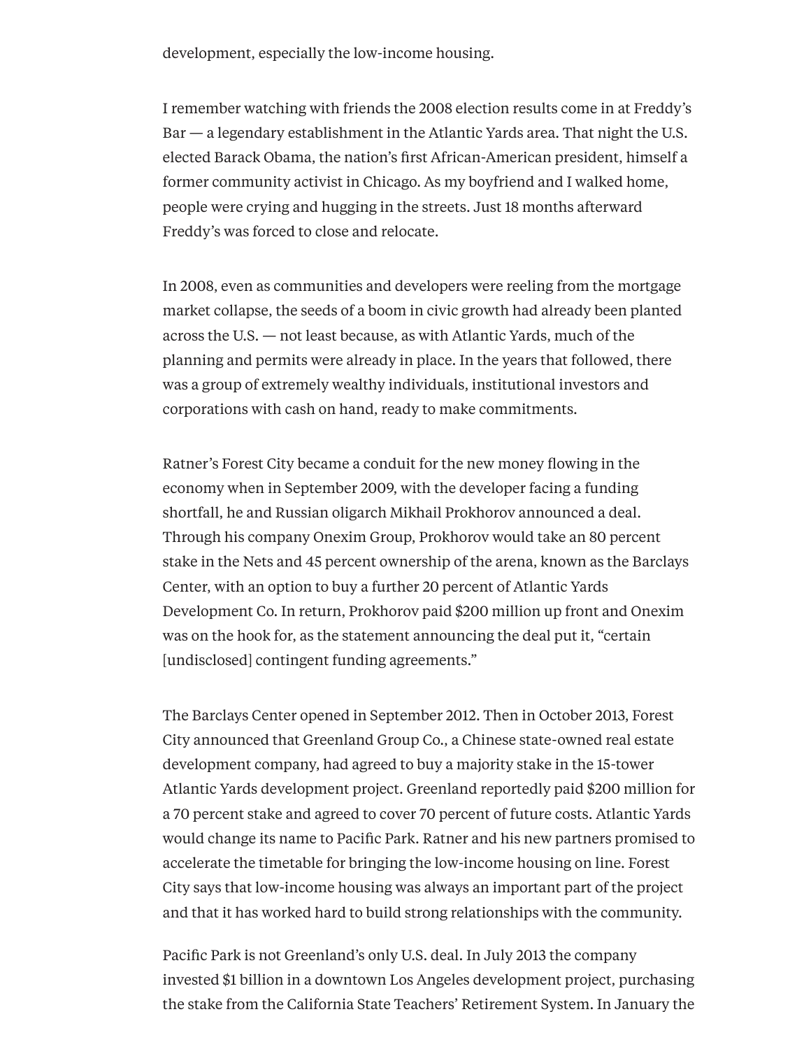development, especially the low-income housing.

I remember watching with friends the 2008 election results come in at Freddy's Bar — a legendary establishment in the Atlantic Yards area. That night the U.S. elected Barack Obama, the nation's first African-American president, himself a former community activist in Chicago. As my boyfriend and I walked home, people were crying and hugging in the streets. Just 18 months afterward Freddy's was forced to close and relocate.

In 2008, even as communities and developers were reeling from the mortgage market collapse, the seeds of a boom in civic growth had already been planted across the U.S. — not least because, as with Atlantic Yards, much of the planning and permits were already in place. In the years that followed, there was a group of extremely wealthy individuals, institutional investors and corporations with cash on hand, ready to make commitments.

Ratner's Forest City became a conduit for the new money flowing in the economy when in September 2009, with the developer facing a funding shortfall, he and Russian oligarch Mikhail Prokhorov announced a deal. Through his company Onexim Group, Prokhorov would take an 80 percent stake in the Nets and 45 percent ownership of the arena, known as the Barclays Center, with an option to buy a further 20 percent of Atlantic Yards Development Co. In return, Prokhorov paid $200 million up front and Onexim was on the hook for, as the statement announcing the deal put it, "certain [undisclosed] contingent funding agreements."

The Barclays Center opened in September 2012. Then in October 2013, Forest City announced that Greenland Group Co., a Chinese state-owned real estate development company, had agreed to buy a majority stake in the 15-tower Atlantic Yards development project. Greenland reportedly paid $200 million for a 70 percent stake and agreed to cover 70 percent of future costs. Atlantic Yards would change its name to Pacific Park. Ratner and his new partners promised to accelerate the timetable for bringing the low-income housing on line. Forest City says that low-income housing was always an important part of the project and that it has worked hard to build strong relationships with the community.

Pacific Park is not Greenland's only U.S. deal. In July 2013 the company invested $1 billion in a downtown Los Angeles development project, purchasing the stake from the California State Teachers' Retirement System. In January the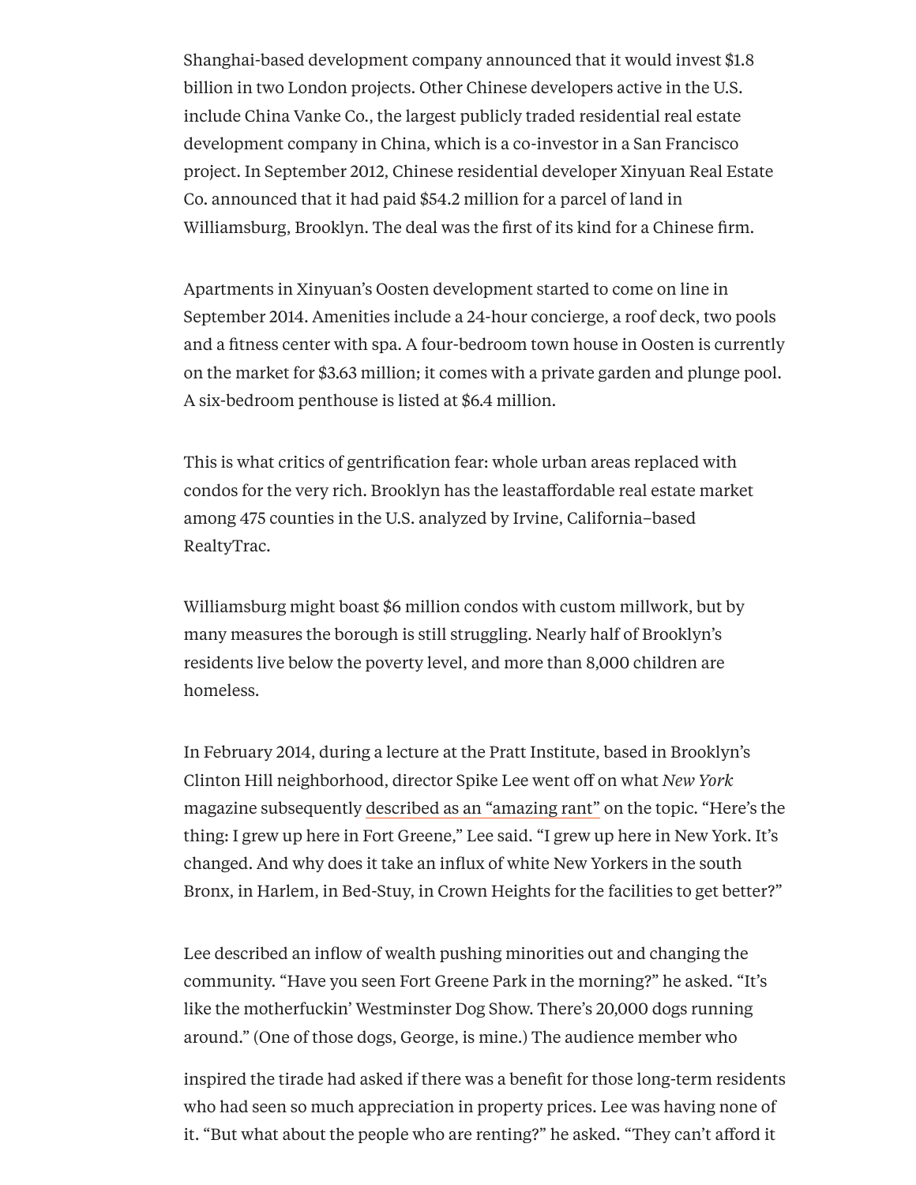Shanghai-based development company announced that it would invest $1.8 billion in two London projects. Other Chinese developers active in the U.S. include China Vanke Co., the largest publicly traded residential real estate development company in China, which is a co-investor in a San Francisco project. In September 2012, Chinese residential developer Xinyuan Real Estate Co. announced that it had paid $54.2 million for a parcel of land in Williamsburg, Brooklyn. The deal was the first of its kind for a Chinese firm.

Apartments in Xinyuan's Oosten development started to come on line in September 2014. Amenities include a 24-hour concierge, a roof deck, two pools and a fitness center with spa. A four-bedroom town house in Oosten is currently on the market for $3.63 million; it comes with a private garden and plunge pool. A six-bedroom penthouse is listed at $6.4 million.

This is what critics of gentrification fear: whole urban areas replaced with condos for the very rich. Brooklyn has the leastaffordable real estate market among 475 counties in the U.S. analyzed by Irvine, California–based RealtyTrac.

Williamsburg might boast $6 million condos with custom millwork, but by many measures the borough is still struggling. Nearly half of Brooklyn's residents live below the poverty level, and more than 8,000 children are homeless.

In February 2014, during a lecture at the Pratt Institute, based in Brooklyn's Clinton Hill neighborhood, director Spike Lee went off on what *New York* magazine subsequently described as an "amazing rant" on the topic. "Here's the thing: I grew up here in Fort Greene," Lee said. "I grew up here in New York. It's changed. And why does it take an influx of white New Yorkers in the south Bronx, in Harlem, in Bed-Stuy, in Crown Heights for the facilities to get better?"

Lee described an inflow of wealth pushing minorities out and changing the community. "Have you seen Fort Greene Park in the morning?" he asked. "It's like the motherfuckin' Westminster Dog Show. There's 20,000 dogs running around." (One of those dogs, George, is mine.) The audience member who inspired the tirade had asked if there was a benefit for those long-term residents who had seen so much appreciation in property prices. Lee was having none of it. "But what about the people who are renting?" he asked. "They can't afford it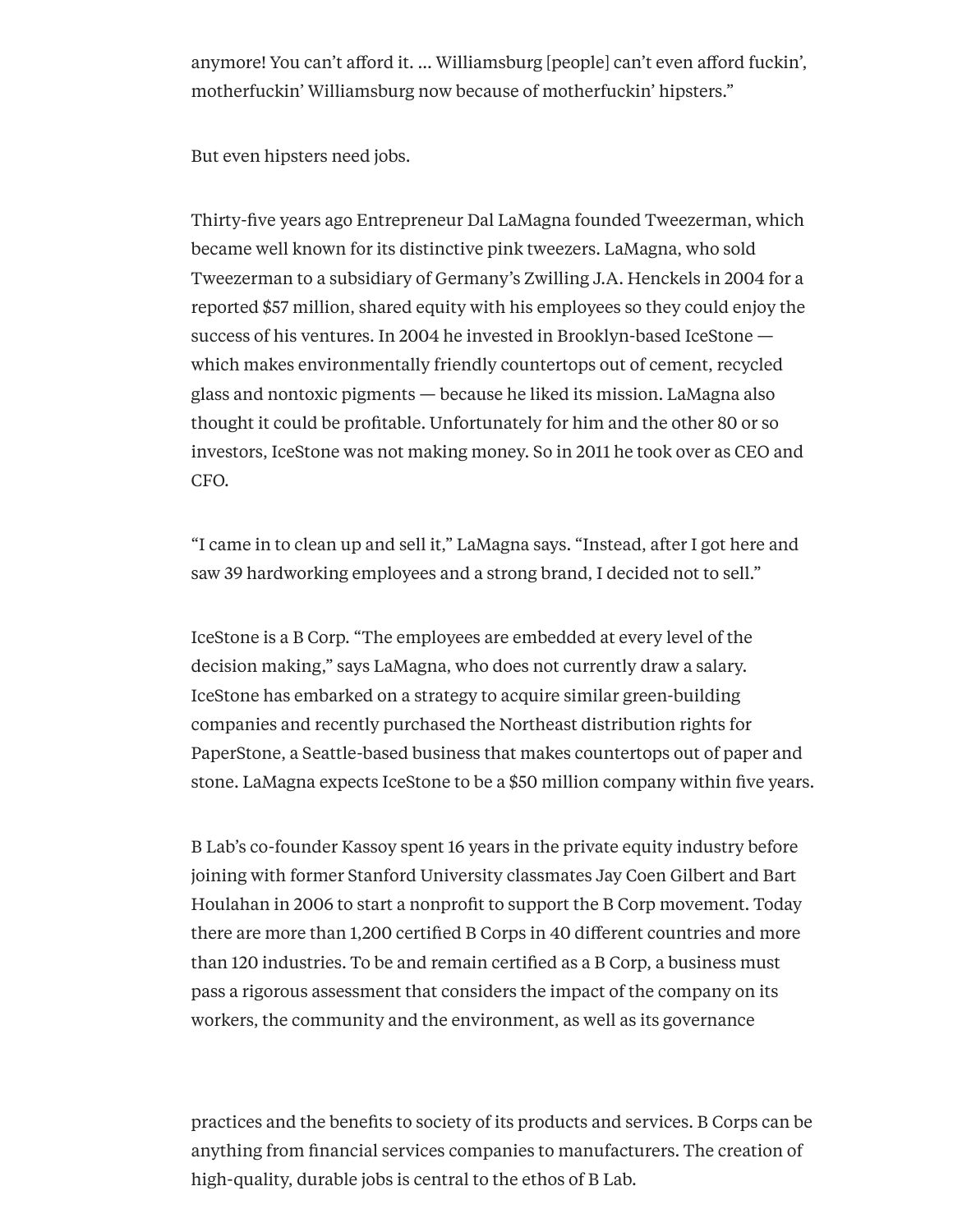anymore! You can't afford it. … Williamsburg [people] can't even afford fuckin', motherfuckin' Williamsburg now because of motherfuckin' hipsters."

But even hipsters need jobs.

Thirty-five years ago Entrepreneur Dal LaMagna founded Tweezerman, which became well known for its distinctive pink tweezers. LaMagna, who sold Tweezerman to a subsidiary of Germany's Zwilling J.A. Henckels in 2004 for a reported $57 million, shared equity with his employees so they could enjoy the success of his ventures. In 2004 he invested in Brooklyn-based IceStone — which makes environmentally friendly countertops out of cement, recycled glass and nontoxic pigments — because he liked its mission. LaMagna also thought it could be profitable. Unfortunately for him and the other 80 or so investors, IceStone was not making money. So in 2011 he took over as CEO and CFO.

"I came in to clean up and sell it," LaMagna says. "Instead, after I got here and saw 39 hardworking employees and a strong brand, I decided not to sell."

IceStone is a B Corp. "The employees are embedded at every level of the decision making," says LaMagna, who does not currently draw a salary. IceStone has embarked on a strategy to acquire similar green-building companies and recently purchased the Northeast distribution rights for PaperStone, a Seattle-based business that makes countertops out of paper and stone. LaMagna expects IceStone to be a $50 million company within five years.

B Lab's co-founder Kassoy spent 16 years in the private equity industry before joining with former Stanford University classmates Jay Coen Gilbert and Bart Houlahan in 2006 to start a nonprofit to support the B Corp movement. Today there are more than 1,200 certified B Corps in 40 different countries and more than 120 industries. To be and remain certified as a B Corp, a business must pass a rigorous assessment that considers the impact of the company on its workers, the community and the environment, as well as its governance practices and the benefits to society of its products and services. B Corps can be anything from financial services companies to manufacturers. The creation of high-quality, durable jobs is central to the ethos of B Lab.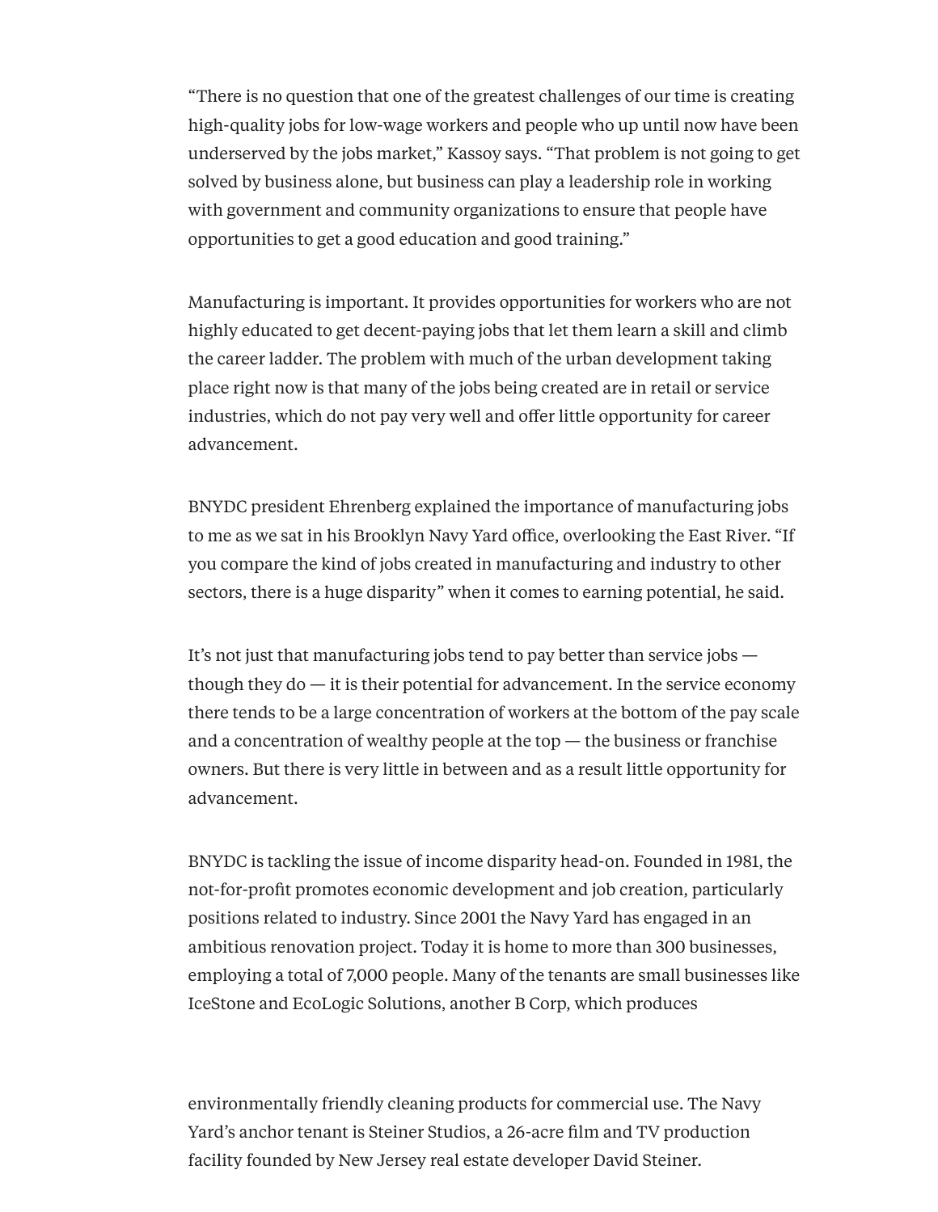"There is no question that one of the greatest challenges of our time is creating high-quality jobs for low-wage workers and people who up until now have been underserved by the jobs market," Kassoy says. "That problem is not going to get solved by business alone, but business can play a leadership role in working with government and community organizations to ensure that people have opportunities to get a good education and good training."

Manufacturing is important. It provides opportunities for workers who are not highly educated to get decent-paying jobs that let them learn a skill and climb the career ladder. The problem with much of the urban development taking place right now is that many of the jobs being created are in retail or service industries, which do not pay very well and offer little opportunity for career advancement.

BNYDC president Ehrenberg explained the importance of manufacturing jobs to me as we sat in his Brooklyn Navy Yard office, overlooking the East River. "If you compare the kind of jobs created in manufacturing and industry to other sectors, there is a huge disparity" when it comes to earning potential, he said.

It's not just that manufacturing jobs tend to pay better than service jobs — though they do — it is their potential for advancement. In the service economy there tends to be a large concentration of workers at the bottom of the pay scale and a concentration of wealthy people at the top — the business or franchise owners. But there is very little in between and as a result little opportunity for advancement.

BNYDC is tackling the issue of income disparity head-on. Founded in 1981, the not-for-profit promotes economic development and job creation, particularly positions related to industry. Since 2001 the Navy Yard has engaged in an ambitious renovation project. Today it is home to more than 300 businesses, employing a total of 7,000 people. Many of the tenants are small businesses like IceStone and EcoLogic Solutions, another B Corp, which produces environmentally friendly cleaning products for commercial use. The Navy Yard's anchor tenant is Steiner Studios, a 26-acre film and TV production facility founded by New Jersey real estate developer David Steiner.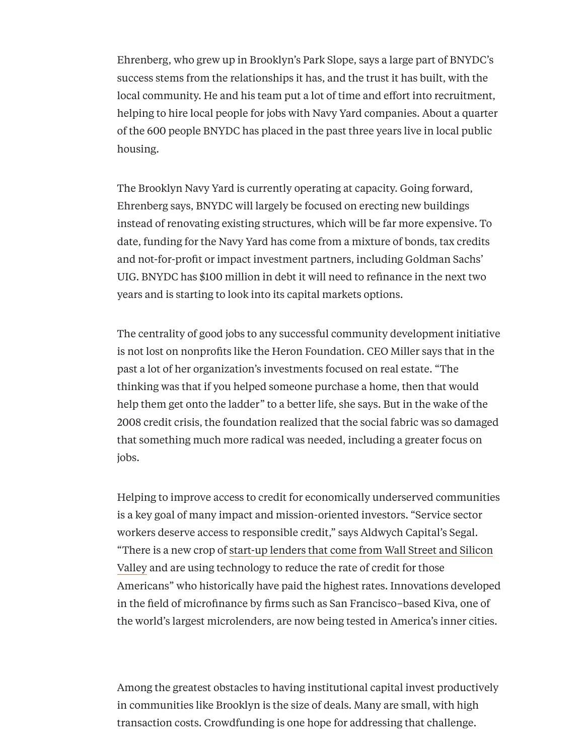Ehrenberg, who grew up in Brooklyn's Park Slope, says a large part of BNYDC's success stems from the relationships it has, and the trust it has built, with the local community. He and his team put a lot of time and effort into recruitment, helping to hire local people for jobs with Navy Yard companies. About a quarter of the 600 people BNYDC has placed in the past three years live in local public housing.

The Brooklyn Navy Yard is currently operating at capacity. Going forward, Ehrenberg says, BNYDC will largely be focused on erecting new buildings instead of renovating existing structures, which will be far more expensive. To date, funding for the Navy Yard has come from a mixture of bonds, tax credits and not-for-profit or impact investment partners, including Goldman Sachs' UIG. BNYDC has $100 million in debt it will need to refinance in the next two years and is starting to look into its capital markets options.

The centrality of good jobs to any successful community development initiative is not lost on nonprofits like the Heron Foundation. CEO Miller says that in the past a lot of her organization's investments focused on real estate. "The thinking was that if you helped someone purchase a home, then that would help them get onto the ladder" to a better life, she says. But in the wake of the 2008 credit crisis, the foundation realized that the social fabric was so damaged that something much more radical was needed, including a greater focus on jobs.

Helping to improve access to credit for economically underserved communities is a key goal of many impact and mission-oriented investors. "Service sector workers deserve access to responsible credit," says Aldwych Capital's Segal. "There is a new crop of start-up lenders that come from Wall Street and Silicon Valley and are using technology to reduce the rate of credit for those Americans" who historically have paid the highest rates. Innovations developed in the field of microfinance by firms such as San Francisco–based Kiva, one of the world's largest microlenders, are now being tested in America's inner cities.

Among the greatest obstacles to having institutional capital invest productively in communities like Brooklyn is the size of deals. Many are small, with high transaction costs. Crowdfunding is one hope for addressing that challenge.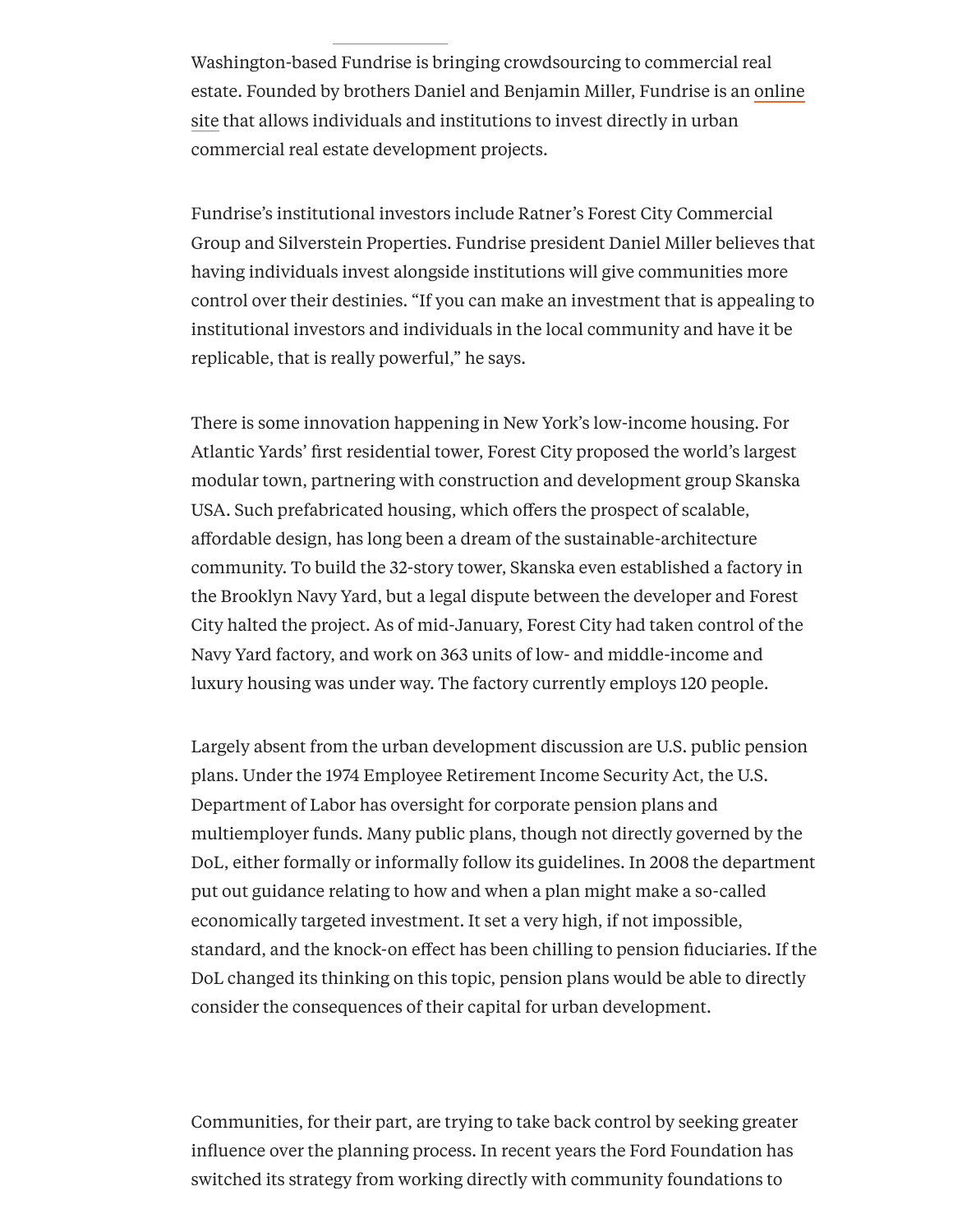Washington-based Fundrise is bringing crowdsourcing to commercial real estate. Founded by brothers Daniel and Benjamin Miller, Fundrise is an online site that allows individuals and institutions to invest directly in urban commercial real estate development projects.

Fundrise's institutional investors include Ratner's Forest City Commercial Group and Silverstein Properties. Fundrise president Daniel Miller believes that having individuals invest alongside institutions will give communities more control over their destinies. "If you can make an investment that is appealing to institutional investors and individuals in the local community and have it be replicable, that is really powerful," he says.

There is some innovation happening in New York's low-income housing. For Atlantic Yards' first residential tower, Forest City proposed the world's largest modular town, partnering with construction and development group Skanska USA. Such prefabricated housing, which offers the prospect of scalable, affordable design, has long been a dream of the sustainable-architecture community. To build the 32-story tower, Skanska even established a factory in the Brooklyn Navy Yard, but a legal dispute between the developer and Forest City halted the project. As of mid-January, Forest City had taken control of the Navy Yard factory, and work on 363 units of low- and middle-income and luxury housing was under way. The factory currently employs 120 people.

Largely absent from the urban development discussion are U.S. public pension plans. Under the 1974 Employee Retirement Income Security Act, the U.S. Department of Labor has oversight for corporate pension plans and multiemployer funds. Many public plans, though not directly governed by the DoL, either formally or informally follow its guidelines. In 2008 the department put out guidance relating to how and when a plan might make a so-called economically targeted investment. It set a very high, if not impossible, standard, and the knock-on effect has been chilling to pension fiduciaries. If the DoL changed its thinking on this topic, pension plans would be able to directly consider the consequences of their capital for urban development.

Communities, for their part, are trying to take back control by seeking greater influence over the planning process. In recent years the Ford Foundation has switched its strategy from working directly with community foundations to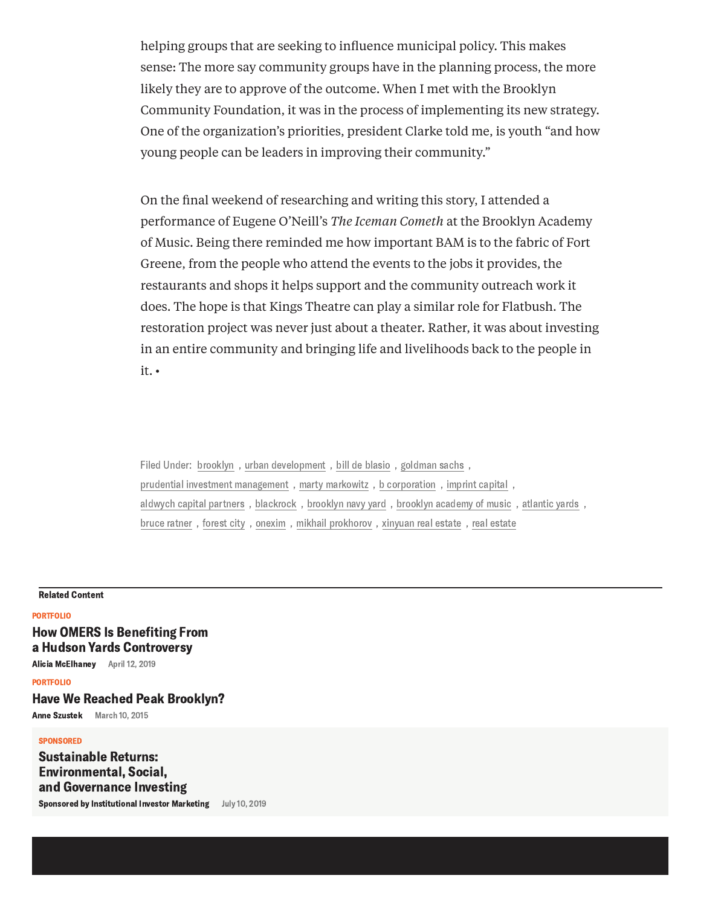helping groups that are seeking to influence municipal policy. This makes sense: The more say community groups have in the planning process, the more likely they are to approve of the outcome. When I met with the Brooklyn Community Foundation, it was in the process of implementing its new strategy. One of the organization's priorities, president Clarke told me, is youth "and how young people can be leaders in improving their community."

On the final weekend of researching and writing this story, I attended a performance of Eugene O'Neill's *The Iceman Cometh* at the Brooklyn Academy of Music. Being there reminded me how important BAM is to the fabric of Fort Greene, from the people who attend the events to the jobs it provides, the restaurants and shops it helps support and the community outreach work it does. The hope is that Kings Theatre can play a similar role for Flatbush. The restoration project was never just about a theater. Rather, it was about investing in an entire community and bringing life and livelihoods back to the people in it. •

Filed Under: brooklyn, urban development, bill de blasio, goldman sachs, prudential investment management, marty markowitz, b corporation, imprint capital, aldwych capital partners, blackrock, brooklyn navy yard, brooklyn academy of music, atlantic yards, bruce ratner, forest city, onexim, mikhail prokhorov, xinyuan real estate, real estate

**Related Content**

PORTFOLIO

**How OMERS Is Benefiting From a Hudson Yards Controversy**

**Alicia McElhaney** April 12, 2019

PORTFOLIO

**Have We Reached Peak Brooklyn?**

**Anne Szustek** March 10, 2015

SPONSORED

**Sustainable Returns: Environmental, Social, and Governance Investing**

**Sponsored by Institutional Investor Marketing** July 10, 2019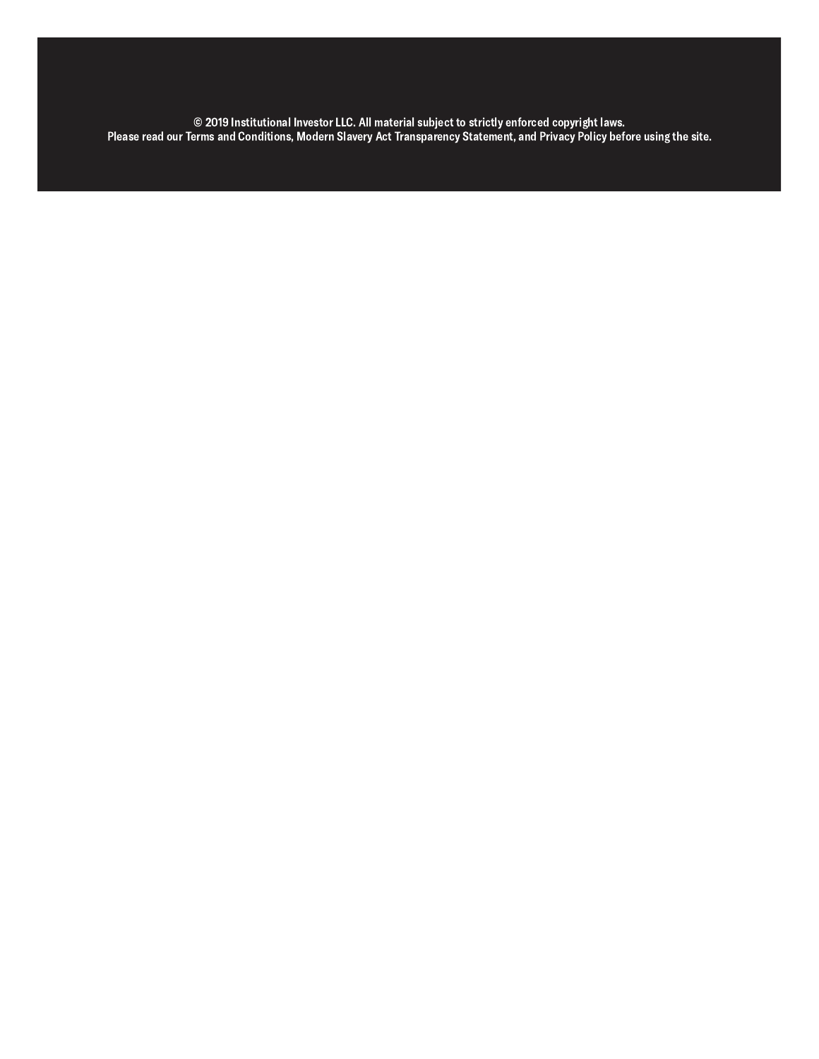© 2019 Institutional Investor LLC. All material subject to strictly enforced copyright laws.
Please read our Terms and Conditions, Modern Slavery Act Transparency Statement, and Privacy Policy before using the site.